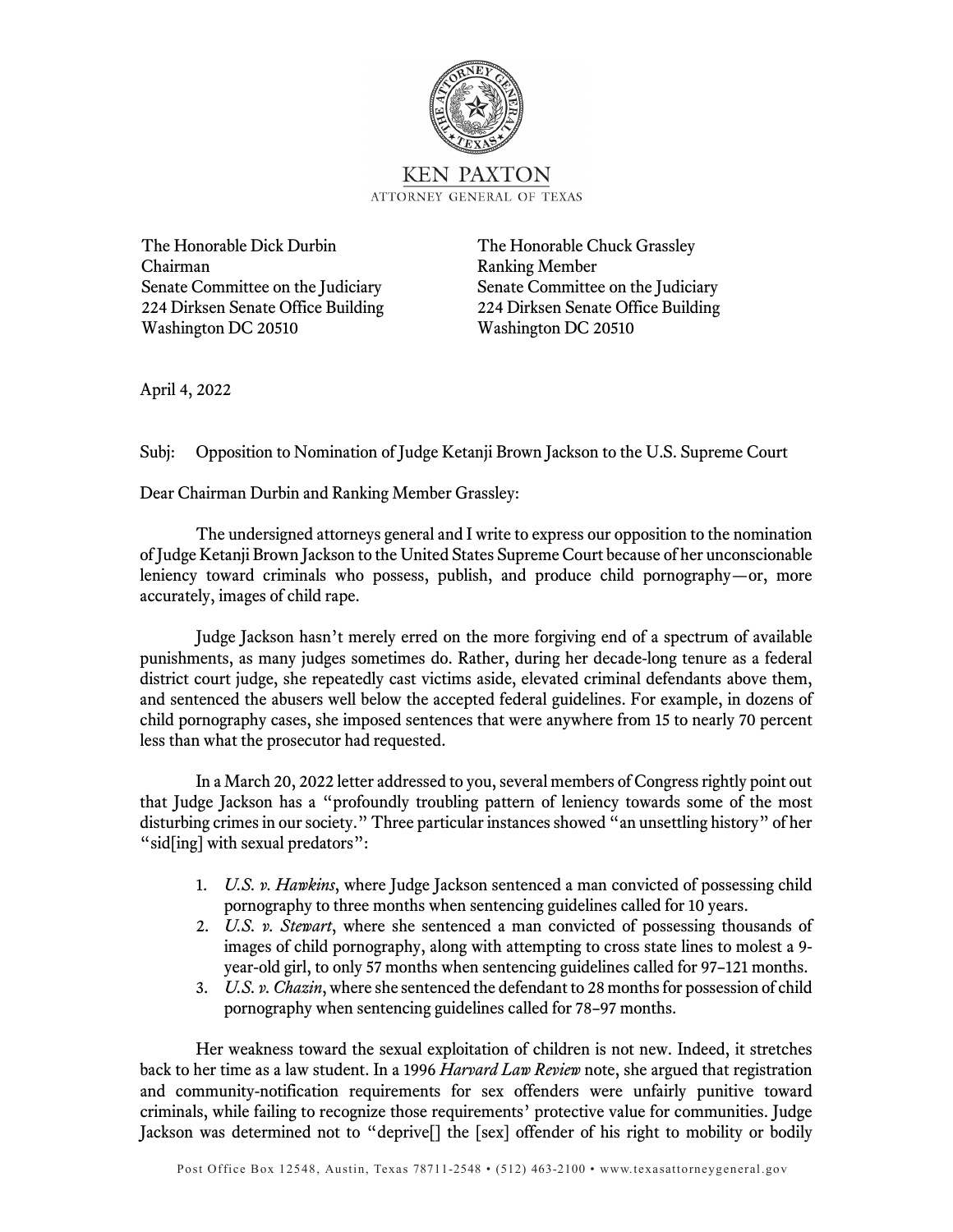KEN PAXTON
ATTORNEY GENERAL OF TEXAS

The Honorable Dick Durbin
Chairman
Senate Committee on the Judiciary
224 Dirksen Senate Office Building
Washington DC 20510

The Honorable Chuck Grassley
Ranking Member
Senate Committee on the Judiciary
224 Dirksen Senate Office Building
Washington DC 20510

April 4, 2022

Subj: Opposition to Nomination of Judge Ketanji Brown Jackson to the U.S. Supreme Court

Dear Chairman Durbin and Ranking Member Grassley:

The undersigned attorneys general and I write to express our opposition to the nomination of Judge Ketanji Brown Jackson to the United States Supreme Court because of her unconscionable leniency toward criminals who possess, publish, and produce child pornography—or, more accurately, images of child rape.

Judge Jackson hasn't merely erred on the more forgiving end of a spectrum of available punishments, as many judges sometimes do. Rather, during her decade-long tenure as a federal district court judge, she repeatedly cast victims aside, elevated criminal defendants above them, and sentenced the abusers well below the accepted federal guidelines. For example, in dozens of child pornography cases, she imposed sentences that were anywhere from 15 to nearly 70 percent less than what the prosecutor had requested.

In a March 20, 2022 letter addressed to you, several members of Congress rightly point out that Judge Jackson has a "profoundly troubling pattern of leniency towards some of the most disturbing crimes in our society." Three particular instances showed "an unsettling history" of her "sid[ing] with sexual predators":

1. *U.S. v. Hawkins*, where Judge Jackson sentenced a man convicted of possessing child pornography to three months when sentencing guidelines called for 10 years.
2. *U.S. v. Stewart*, where she sentenced a man convicted of possessing thousands of images of child pornography, along with attempting to cross state lines to molest a 9-year-old girl, to only 57 months when sentencing guidelines called for 97–121 months.
3. *U.S. v. Chazin*, where she sentenced the defendant to 28 months for possession of child pornography when sentencing guidelines called for 78–97 months.

Her weakness toward the sexual exploitation of children is not new. Indeed, it stretches back to her time as a law student. In a 1996 *Harvard Law Review* note, she argued that registration and community-notification requirements for sex offenders were unfairly punitive toward criminals, while failing to recognize those requirements' protective value for communities. Judge Jackson was determined not to "deprive[] the [sex] offender of his right to mobility or bodily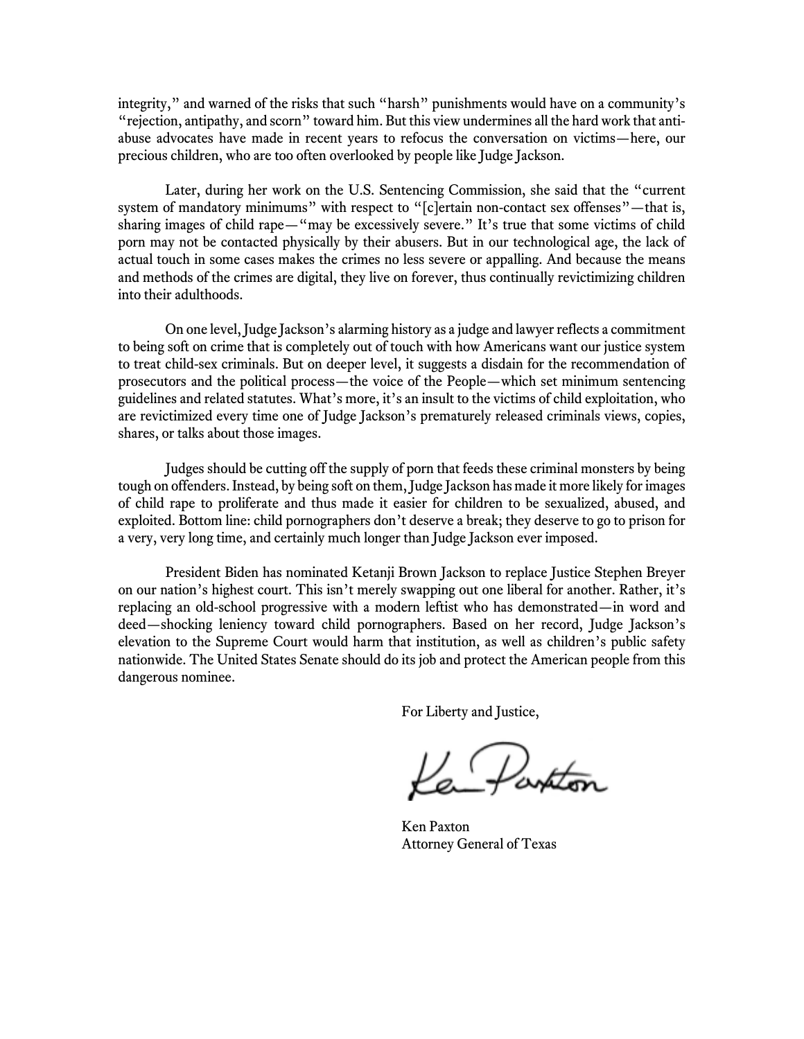integrity," and warned of the risks that such "harsh" punishments would have on a community's "rejection, antipathy, and scorn" toward him. But this view undermines all the hard work that anti-abuse advocates have made in recent years to refocus the conversation on victims—here, our precious children, who are too often overlooked by people like Judge Jackson.

Later, during her work on the U.S. Sentencing Commission, she said that the "current system of mandatory minimums" with respect to "[c]ertain non-contact sex offenses"—that is, sharing images of child rape—"may be excessively severe." It's true that some victims of child porn may not be contacted physically by their abusers. But in our technological age, the lack of actual touch in some cases makes the crimes no less severe or appalling. And because the means and methods of the crimes are digital, they live on forever, thus continually revictimizing children into their adulthoods.

On one level, Judge Jackson's alarming history as a judge and lawyer reflects a commitment to being soft on crime that is completely out of touch with how Americans want our justice system to treat child-sex criminals. But on deeper level, it suggests a disdain for the recommendation of prosecutors and the political process—the voice of the People—which set minimum sentencing guidelines and related statutes. What's more, it's an insult to the victims of child exploitation, who are revictimized every time one of Judge Jackson's prematurely released criminals views, copies, shares, or talks about those images.

Judges should be cutting off the supply of porn that feeds these criminal monsters by being tough on offenders. Instead, by being soft on them, Judge Jackson has made it more likely for images of child rape to proliferate and thus made it easier for children to be sexualized, abused, and exploited. Bottom line: child pornographers don't deserve a break; they deserve to go to prison for a very, very long time, and certainly much longer than Judge Jackson ever imposed.

President Biden has nominated Ketanji Brown Jackson to replace Justice Stephen Breyer on our nation's highest court. This isn't merely swapping out one liberal for another. Rather, it's replacing an old-school progressive with a modern leftist who has demonstrated—in word and deed—shocking leniency toward child pornographers. Based on her record, Judge Jackson's elevation to the Supreme Court would harm that institution, as well as children's public safety nationwide. The United States Senate should do its job and protect the American people from this dangerous nominee.

For Liberty and Justice,

Ken Paxton

Ken Paxton
Attorney General of Texas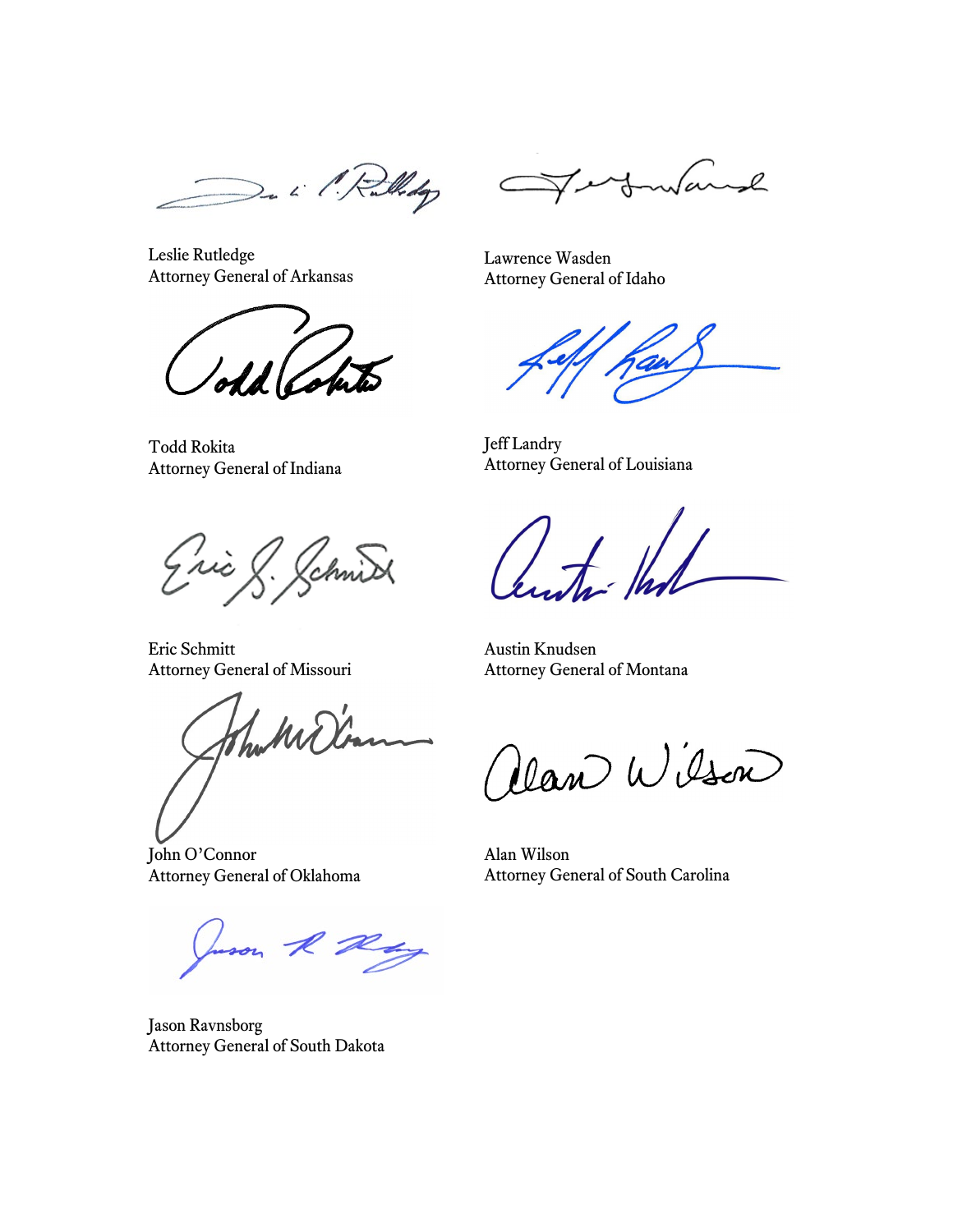Leslie Rutledge
Attorney General of Arkansas

Lawrence Wasden
Attorney General of Idaho

Todd Rokita
Attorney General of Indiana

Jeff Landry
Attorney General of Louisiana

Eric Schmitt
Attorney General of Missouri

Austin Knudsen
Attorney General of Montana

John O'Connor
Attorney General of Oklahoma

Alan Wilson
Attorney General of South Carolina

Jason Ravnsborg
Attorney General of South Dakota